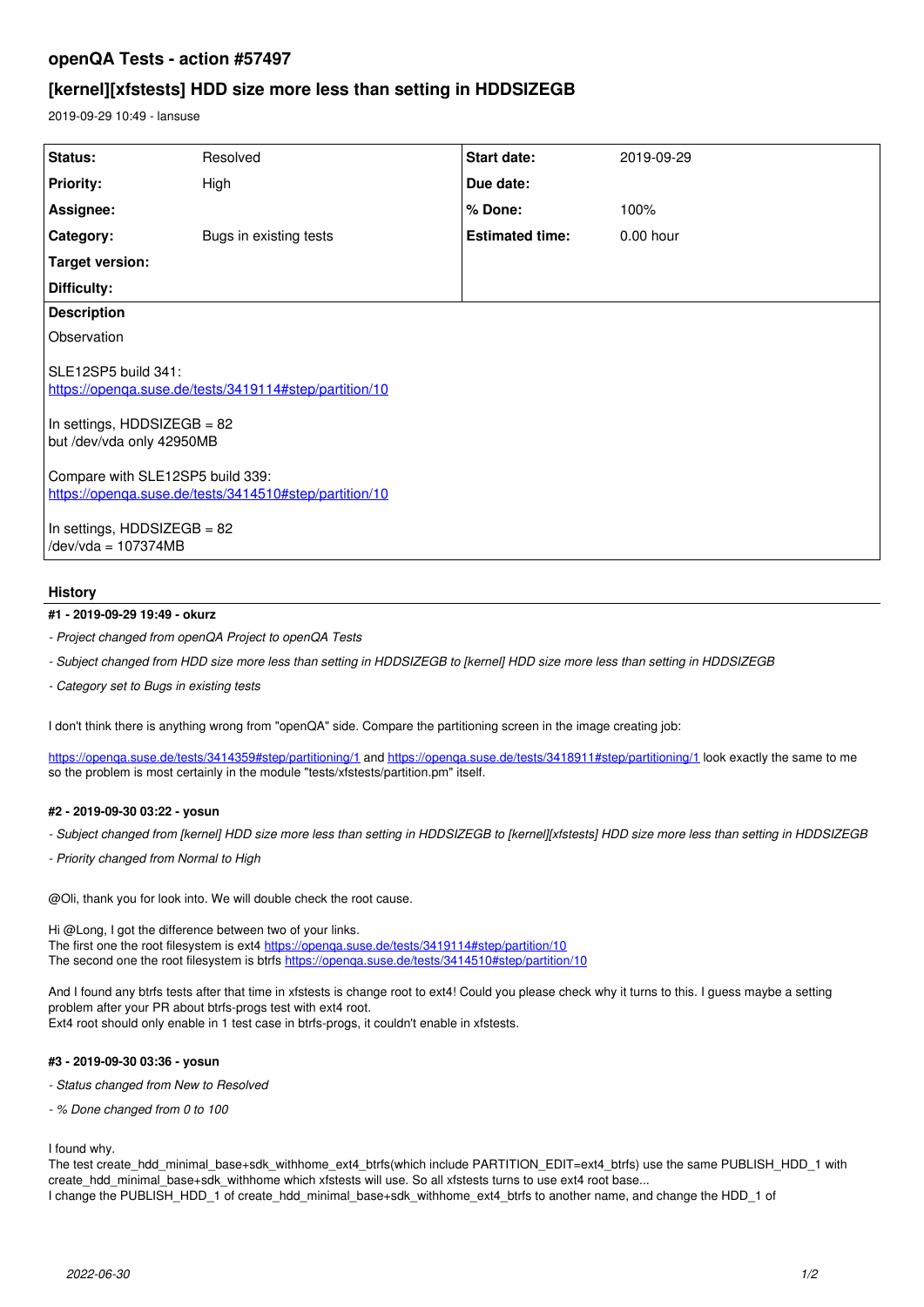# openQA Tests - action #57497

## [kernel][xfstests] HDD size more less than setting in HDDSIZEGB

2019-09-29 10:49 - lansuse

| Status: | Resolved | Start date: | 2019-09-29 |
|---|---|---|---|
| Priority: | High | Due date: | |
| Assignee: | | % Done: | 100% |
| Category: | Bugs in existing tests | Estimated time: | 0.00 hour |
| Target version: | | | |
| Difficulty: | | | |

**Description**

Observation

SLE12SP5 build 341:
https://openqa.suse.de/tests/3419114#step/partition/10

In settings, HDDSIZEGB = 82
but /dev/vda only 42950MB

Compare with SLE12SP5 build 339:
https://openqa.suse.de/tests/3414510#step/partition/10

In settings, HDDSIZEGB = 82
/dev/vda = 107374MB

### History

#### #1 - 2019-09-29 19:49 - okurz

*- Project changed from openQA Project to openQA Tests*

*- Subject changed from HDD size more less than setting in HDDSIZEGB to [kernel] HDD size more less than setting in HDDSIZEGB*

*- Category set to Bugs in existing tests*

I don't think there is anything wrong from "openQA" side. Compare the partitioning screen in the image creating job:

https://openqa.suse.de/tests/3414359#step/partitioning/1 and https://openqa.suse.de/tests/3418911#step/partitioning/1 look exactly the same to me so the problem is most certainly in the module "tests/xfstests/partition.pm" itself.

#### #2 - 2019-09-30 03:22 - yosun

*- Subject changed from [kernel] HDD size more less than setting in HDDSIZEGB to [kernel][xfstests] HDD size more less than setting in HDDSIZEGB*

*- Priority changed from Normal to High*

@Oli, thank you for look into. We will double check the root cause.

Hi @Long, I got the difference between two of your links.
The first one the root filesystem is ext4 https://openqa.suse.de/tests/3419114#step/partition/10
The second one the root filesystem is btrfs https://openqa.suse.de/tests/3414510#step/partition/10

And I found any btrfs tests after that time in xfstests is change root to ext4! Could you please check why it turns to this. I guess maybe a setting problem after your PR about btrfs-progs test with ext4 root.
Ext4 root should only enable in 1 test case in btrfs-progs, it couldn't enable in xfstests.

#### #3 - 2019-09-30 03:36 - yosun

*- Status changed from New to Resolved*

*- % Done changed from 0 to 100*

I found why.
The test create_hdd_minimal_base+sdk_withhome_ext4_btrfs(which include PARTITION_EDIT=ext4_btrfs) use the same PUBLISH_HDD_1 with create_hdd_minimal_base+sdk_withhome which xfstests will use. So all xfstests turns to use ext4 root base...
I change the PUBLISH_HDD_1 of create_hdd_minimal_base+sdk_withhome_ext4_btrfs to another name, and change the HDD_1 of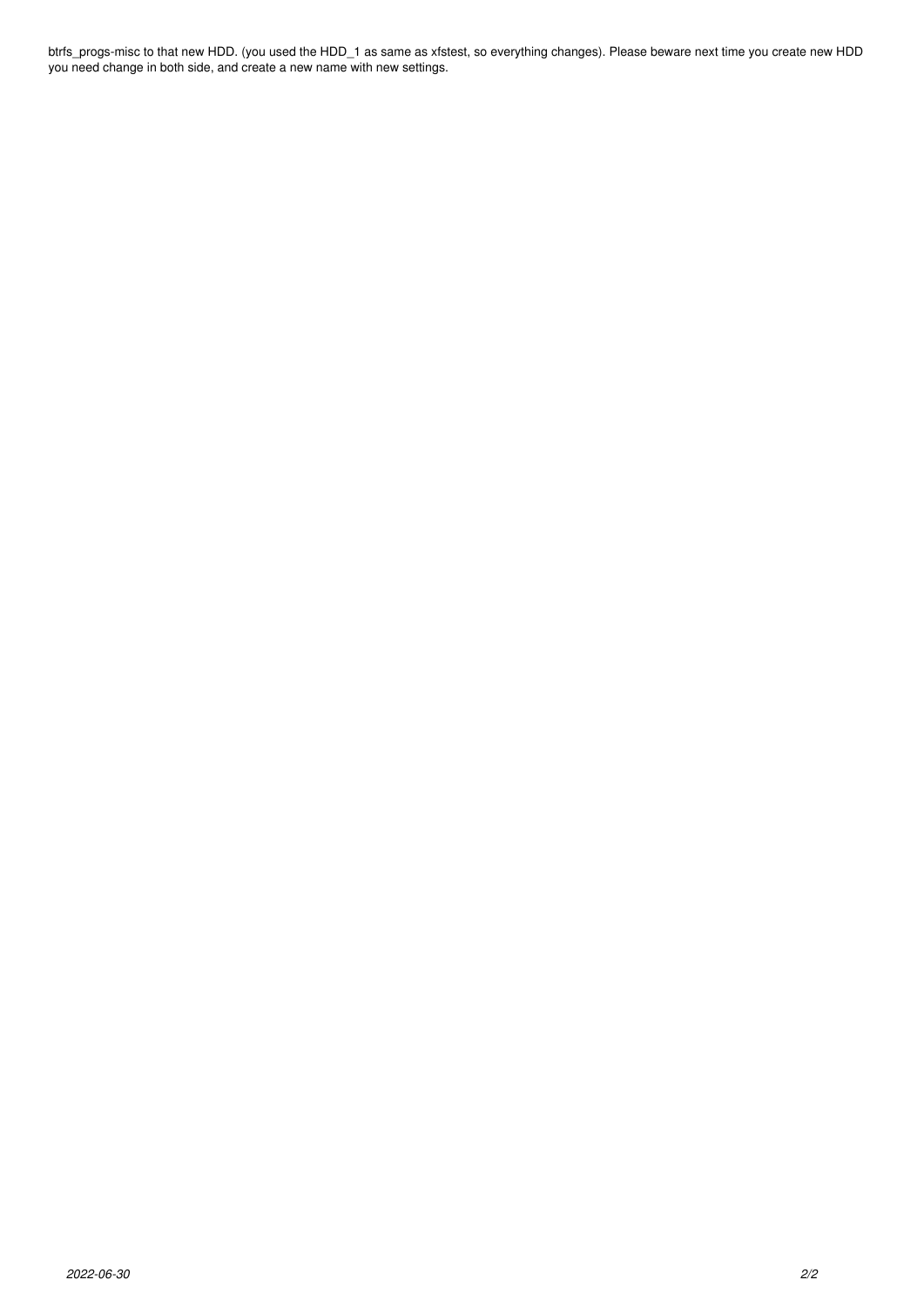btrfs_progs-misc to that new HDD. (you used the HDD_1 as same as xfstest, so everything changes). Please beware next time you create new HDD you need change in both side, and create a new name with new settings.